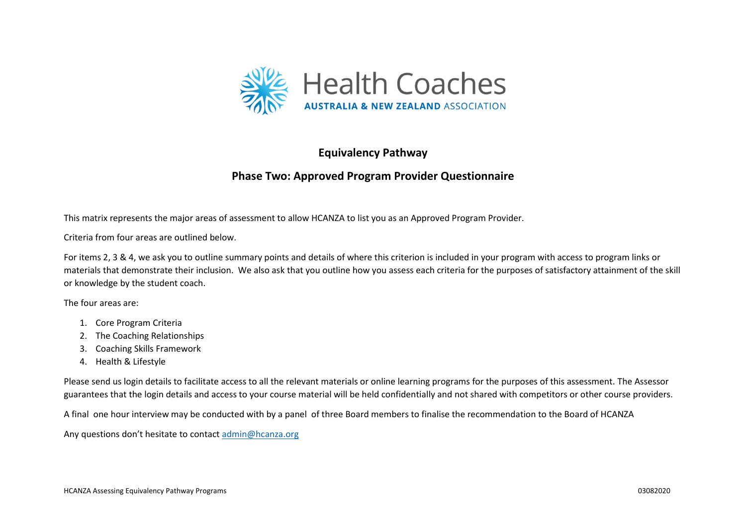Health Coaches

AUSTRALIA & NEW ZEALAND ASSOCIATION

## Equivalency Pathway

## Phase Two: Approved Program Provider Questionnaire

This matrix represents the major areas of assessment to allow HCANZA to list you as an Approved Program Provider.

Criteria from four areas are outlined below.

For items 2, 3 & 4, we ask you to outline summary points and details of where this criterion is included in your program with access to program links or materials that demonstrate their inclusion. We also ask that you outline how you assess each criteria for the purposes of satisfactory attainment of the skill or knowledge by the student coach.

The four areas are:

1. Core Program Criteria
2. The Coaching Relationships
3. Coaching Skills Framework
4. Health & Lifestyle

Please send us login details to facilitate access to all the relevant materials or online learning programs for the purposes of this assessment. The Assessor guarantees that the login details and access to your course material will be held confidentially and not shared with competitors or other course providers.

A final one hour interview may be conducted with by a panel of three Board members to finalise the recommendation to the Board of HCANZA

Any questions don't hesitate to contact admin@hcanza.org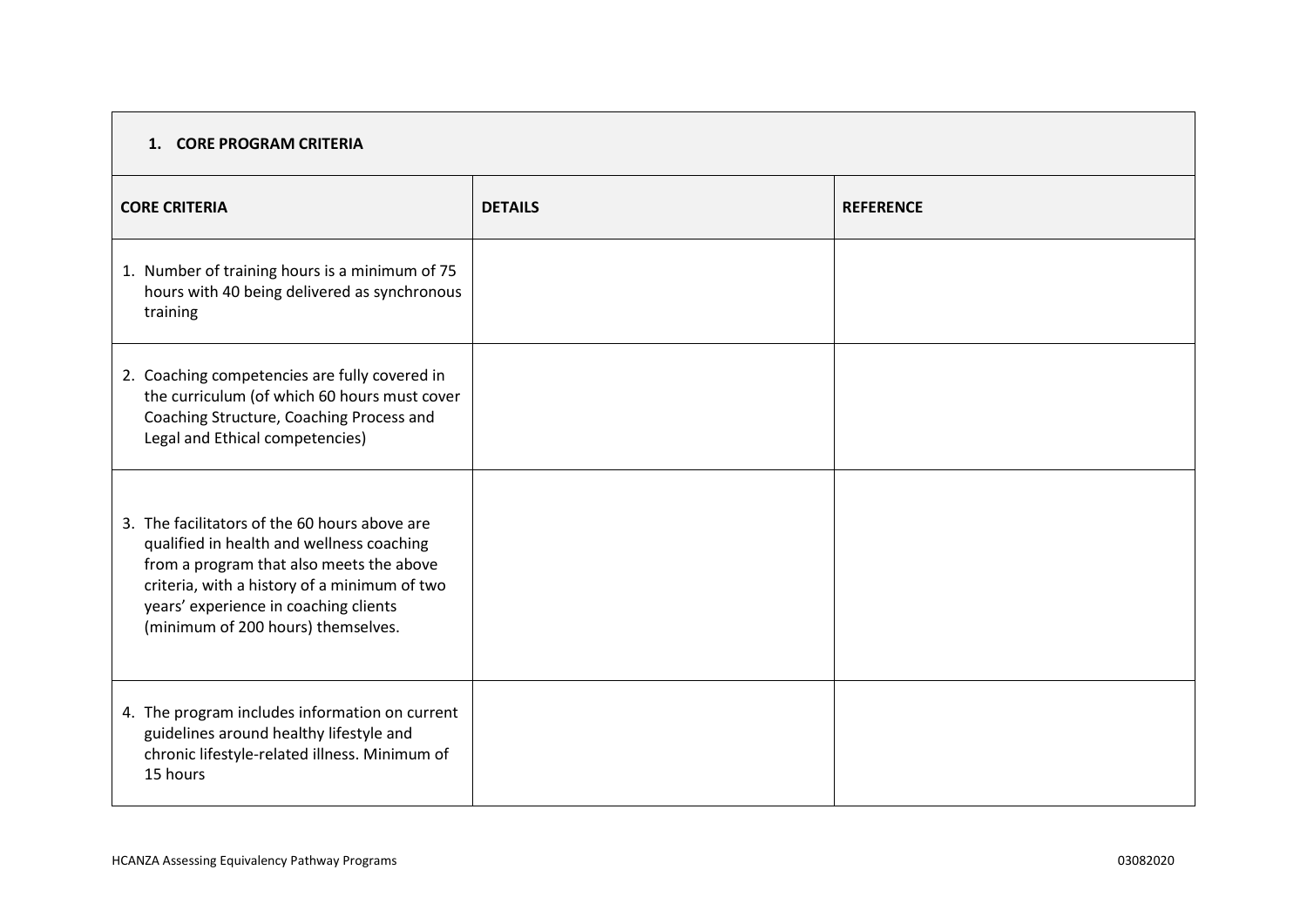## 1. CORE PROGRAM CRITERIA

| CORE CRITERIA | DETAILS | REFERENCE |
| --- | --- | --- |
| 1. Number of training hours is a minimum of 75 hours with 40 being delivered as synchronous training | | |
| 2. Coaching competencies are fully covered in the curriculum (of which 60 hours must cover Coaching Structure, Coaching Process and Legal and Ethical competencies) | | |
| 3. The facilitators of the 60 hours above are qualified in health and wellness coaching from a program that also meets the above criteria, with a history of a minimum of two years' experience in coaching clients (minimum of 200 hours) themselves. | | |
| 4. The program includes information on current guidelines around healthy lifestyle and chronic lifestyle-related illness. Minimum of 15 hours | | |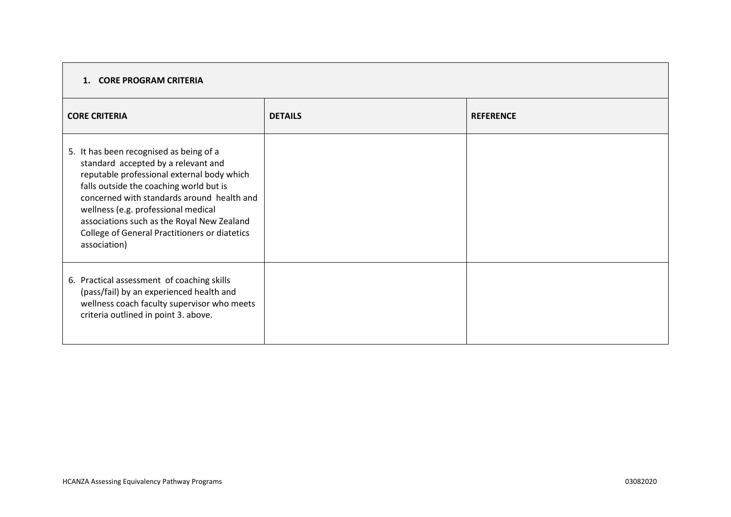| **1. CORE PROGRAM CRITERIA** | | |
|---|---|---|
| **CORE CRITERIA** | **DETAILS** | **REFERENCE** |
| 5. It has been recognised as being of a standard accepted by a relevant and reputable professional external body which falls outside the coaching world but is concerned with standards around health and wellness (e.g. professional medical associations such as the Royal New Zealand College of General Practitioners or diatetics association) | | |
| 6. Practical assessment of coaching skills (pass/fail) by an experienced health and wellness coach faculty supervisor who meets criteria outlined in point 3. above. | | |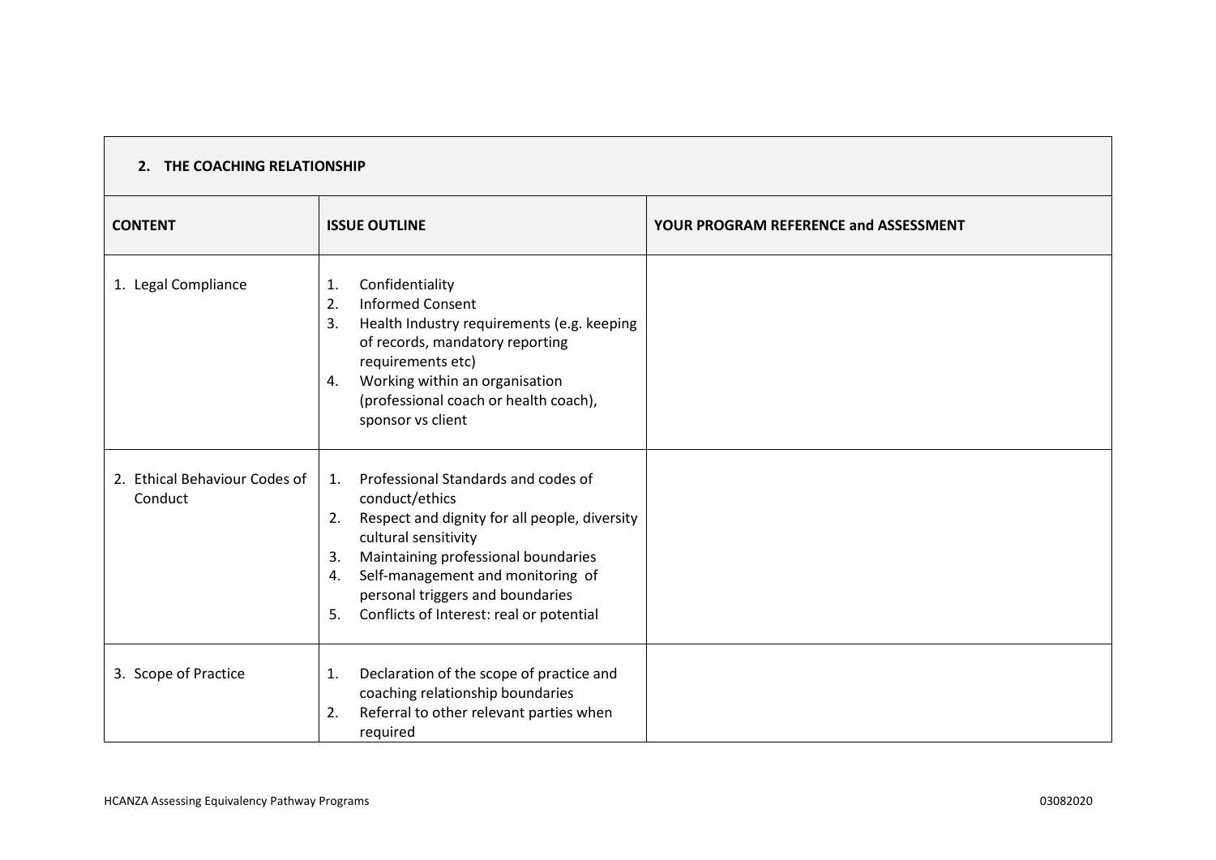| **2. THE COACHING RELATIONSHIP** | | |
|---|---|---|
| **CONTENT** | **ISSUE OUTLINE** | **YOUR PROGRAM REFERENCE and ASSESSMENT** |
| 1. Legal Compliance | 1. Confidentiality<br>2. Informed Consent<br>3. Health Industry requirements (e.g. keeping of records, mandatory reporting requirements etc)<br>4. Working within an organisation (professional coach or health coach), sponsor vs client | |
| 2. Ethical Behaviour Codes of Conduct | 1. Professional Standards and codes of conduct/ethics<br>2. Respect and dignity for all people, diversity cultural sensitivity<br>3. Maintaining professional boundaries<br>4. Self-management and monitoring of personal triggers and boundaries<br>5. Conflicts of Interest: real or potential | |
| 3. Scope of Practice | 1. Declaration of the scope of practice and coaching relationship boundaries<br>2. Referral to other relevant parties when required | |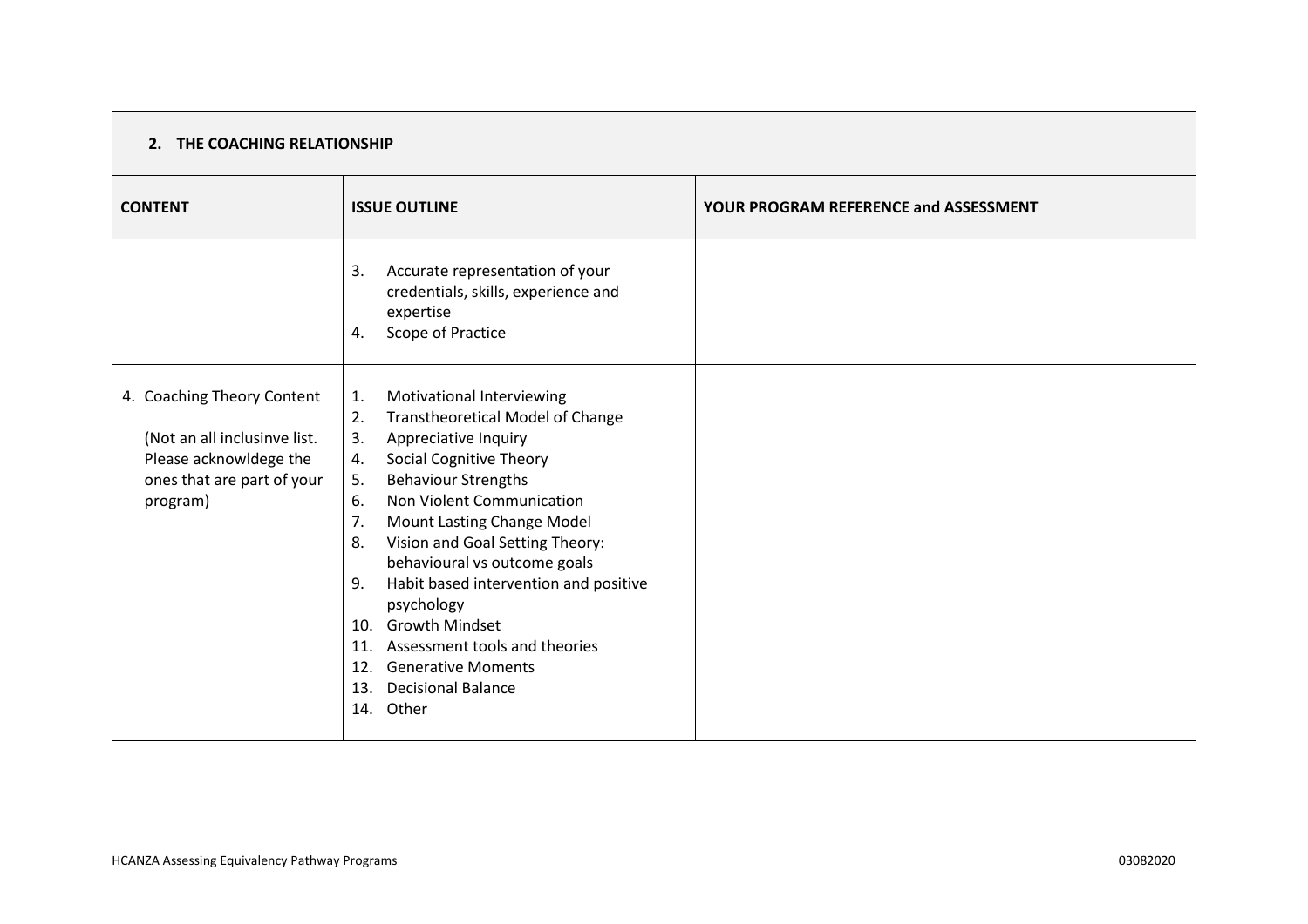| **2. THE COACHING RELATIONSHIP** | | |
|---|---|---|
| **CONTENT** | **ISSUE OUTLINE** | **YOUR PROGRAM REFERENCE and ASSESSMENT** |
| | 3. Accurate representation of your credentials, skills, experience and expertise<br>4. Scope of Practice | |
| 4. Coaching Theory Content<br><br>(Not an all inclusinve list. Please acknowldege the ones that are part of your program) | 1. Motivational Interviewing<br>2. Transtheoretical Model of Change<br>3. Appreciative Inquiry<br>4. Social Cognitive Theory<br>5. Behaviour Strengths<br>6. Non Violent Communication<br>7. Mount Lasting Change Model<br>8. Vision and Goal Setting Theory: behavioural vs outcome goals<br>9. Habit based intervention and positive psychology<br>10. Growth Mindset<br>11. Assessment tools and theories<br>12. Generative Moments<br>13. Decisional Balance<br>14. Other | |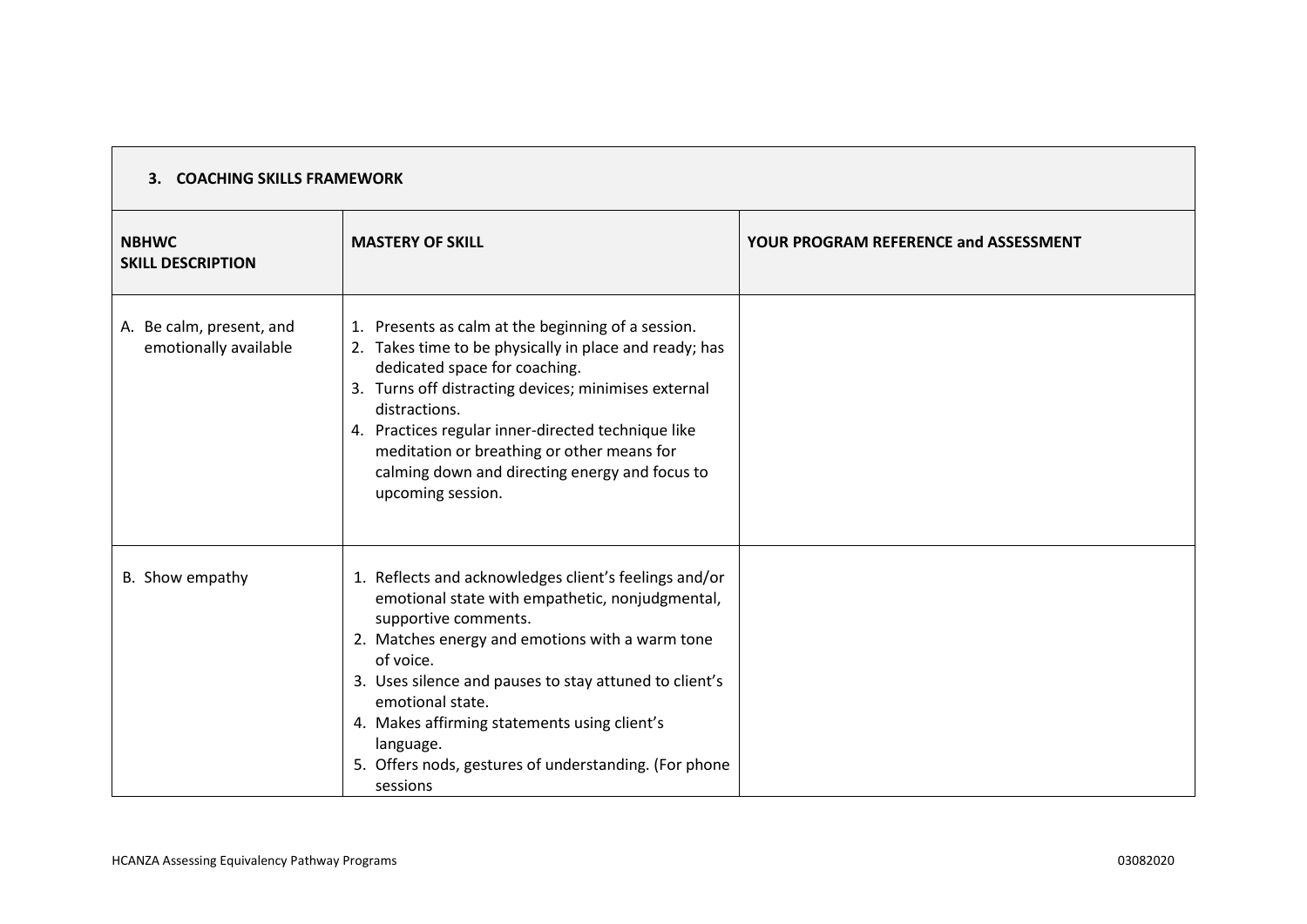| 3. COACHING SKILLS FRAMEWORK | | |
|---|---|---|
| **NBHWC SKILL DESCRIPTION** | **MASTERY OF SKILL** | **YOUR PROGRAM REFERENCE and ASSESSMENT** |
| A. Be calm, present, and emotionally available | 1. Presents as calm at the beginning of a session.<br>2. Takes time to be physically in place and ready; has dedicated space for coaching.<br>3. Turns off distracting devices; minimises external distractions.<br>4. Practices regular inner-directed technique like meditation or breathing or other means for calming down and directing energy and focus to upcoming session. | |
| B. Show empathy | 1. Reflects and acknowledges client's feelings and/or emotional state with empathetic, nonjudgmental, supportive comments.<br>2. Matches energy and emotions with a warm tone of voice.<br>3. Uses silence and pauses to stay attuned to client's emotional state.<br>4. Makes affirming statements using client's language.<br>5. Offers nods, gestures of understanding. (For phone sessions | |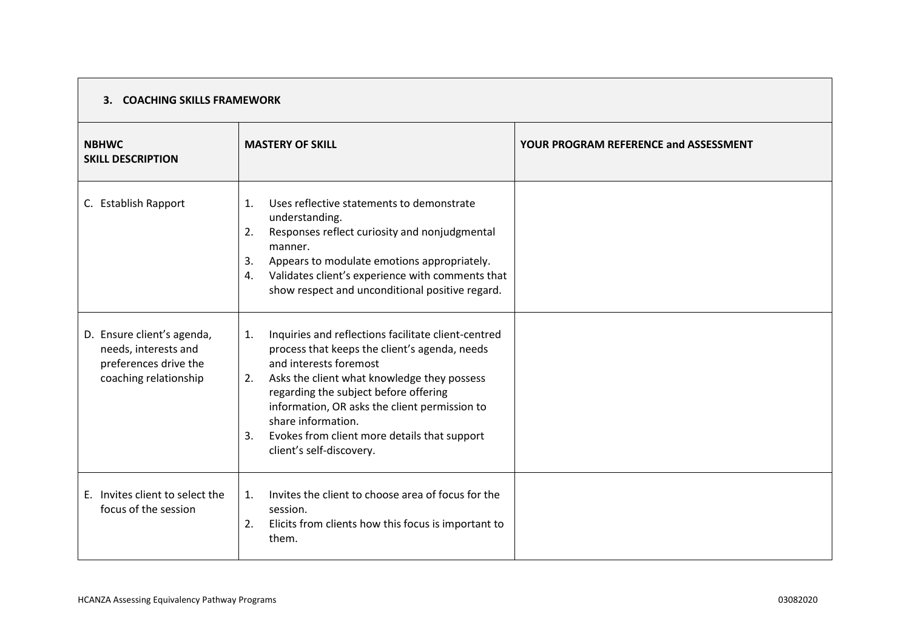| 3. COACHING SKILLS FRAMEWORK | | |
|---|---|---|
| **NBHWC SKILL DESCRIPTION** | **MASTERY OF SKILL** | **YOUR PROGRAM REFERENCE and ASSESSMENT** |
| C. Establish Rapport | 1. Uses reflective statements to demonstrate understanding.<br>2. Responses reflect curiosity and nonjudgmental manner.<br>3. Appears to modulate emotions appropriately.<br>4. Validates client's experience with comments that show respect and unconditional positive regard. | |
| D. Ensure client's agenda, needs, interests and preferences drive the coaching relationship | 1. Inquiries and reflections facilitate client-centred process that keeps the client's agenda, needs and interests foremost<br>2. Asks the client what knowledge they possess regarding the subject before offering information, OR asks the client permission to share information.<br>3. Evokes from client more details that support client's self-discovery. | |
| E. Invites client to select the focus of the session | 1. Invites the client to choose area of focus for the session.<br>2. Elicits from clients how this focus is important to them. | |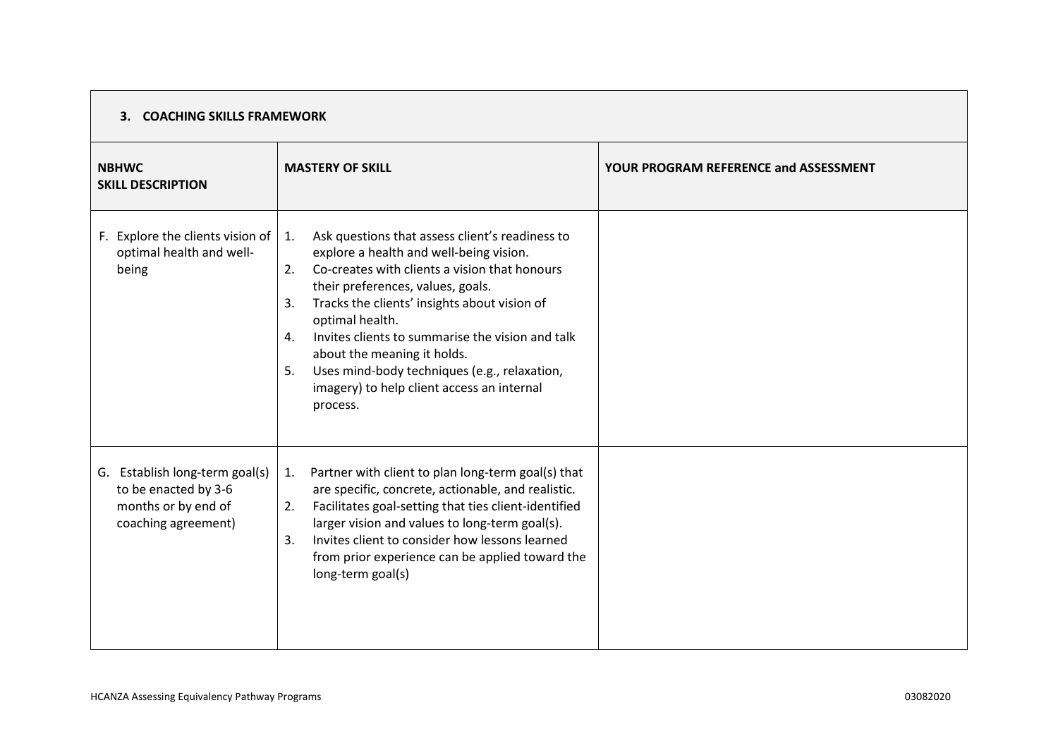| 3. COACHING SKILLS FRAMEWORK | | |
|---|---|---|
| **NBHWC SKILL DESCRIPTION** | **MASTERY OF SKILL** | **YOUR PROGRAM REFERENCE and ASSESSMENT** |
| F. Explore the clients vision of optimal health and well-being | 1. Ask questions that assess client's readiness to explore a health and well-being vision.<br>2. Co-creates with clients a vision that honours their preferences, values, goals.<br>3. Tracks the clients' insights about vision of optimal health.<br>4. Invites clients to summarise the vision and talk about the meaning it holds.<br>5. Uses mind-body techniques (e.g., relaxation, imagery) to help client access an internal process. | |
| G. Establish long-term goal(s) to be enacted by 3-6 months or by end of coaching agreement) | 1. Partner with client to plan long-term goal(s) that are specific, concrete, actionable, and realistic.<br>2. Facilitates goal-setting that ties client-identified larger vision and values to long-term goal(s).<br>3. Invites client to consider how lessons learned from prior experience can be applied toward the long-term goal(s) | |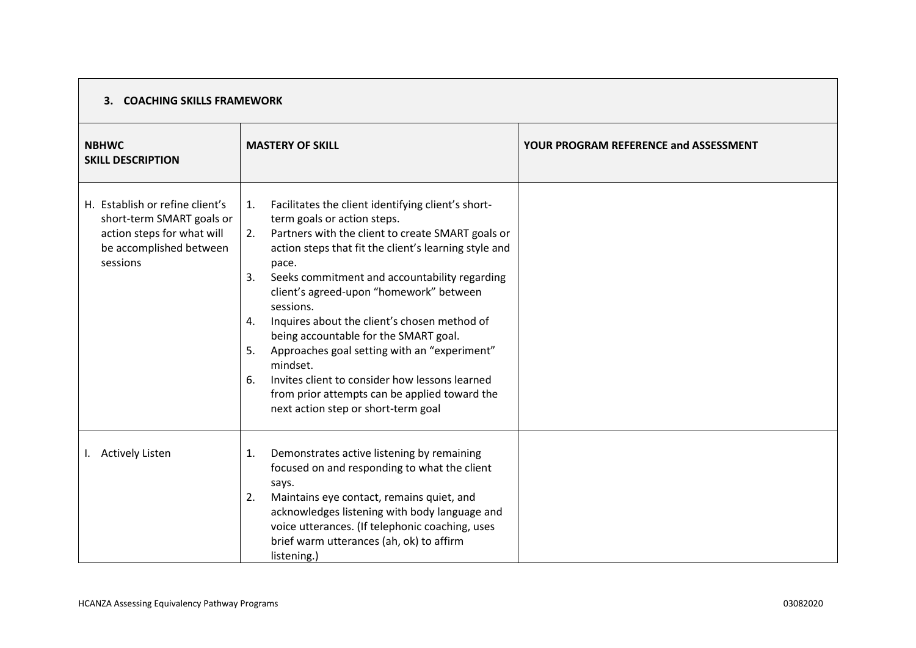**3. COACHING SKILLS FRAMEWORK**

| NBHWC SKILL DESCRIPTION | MASTERY OF SKILL | YOUR PROGRAM REFERENCE and ASSESSMENT |
|---|---|---|
| H. Establish or refine client's short-term SMART goals or action steps for what will be accomplished between sessions | 1. Facilitates the client identifying client's short-term goals or action steps.<br>2. Partners with the client to create SMART goals or action steps that fit the client's learning style and pace.<br>3. Seeks commitment and accountability regarding client's agreed-upon "homework" between sessions.<br>4. Inquires about the client's chosen method of being accountable for the SMART goal.<br>5. Approaches goal setting with an "experiment" mindset.<br>6. Invites client to consider how lessons learned from prior attempts can be applied toward the next action step or short-term goal | |
| I. Actively Listen | 1. Demonstrates active listening by remaining focused on and responding to what the client says.<br>2. Maintains eye contact, remains quiet, and acknowledges listening with body language and voice utterances. (If telephonic coaching, uses brief warm utterances (ah, ok) to affirm listening.) | |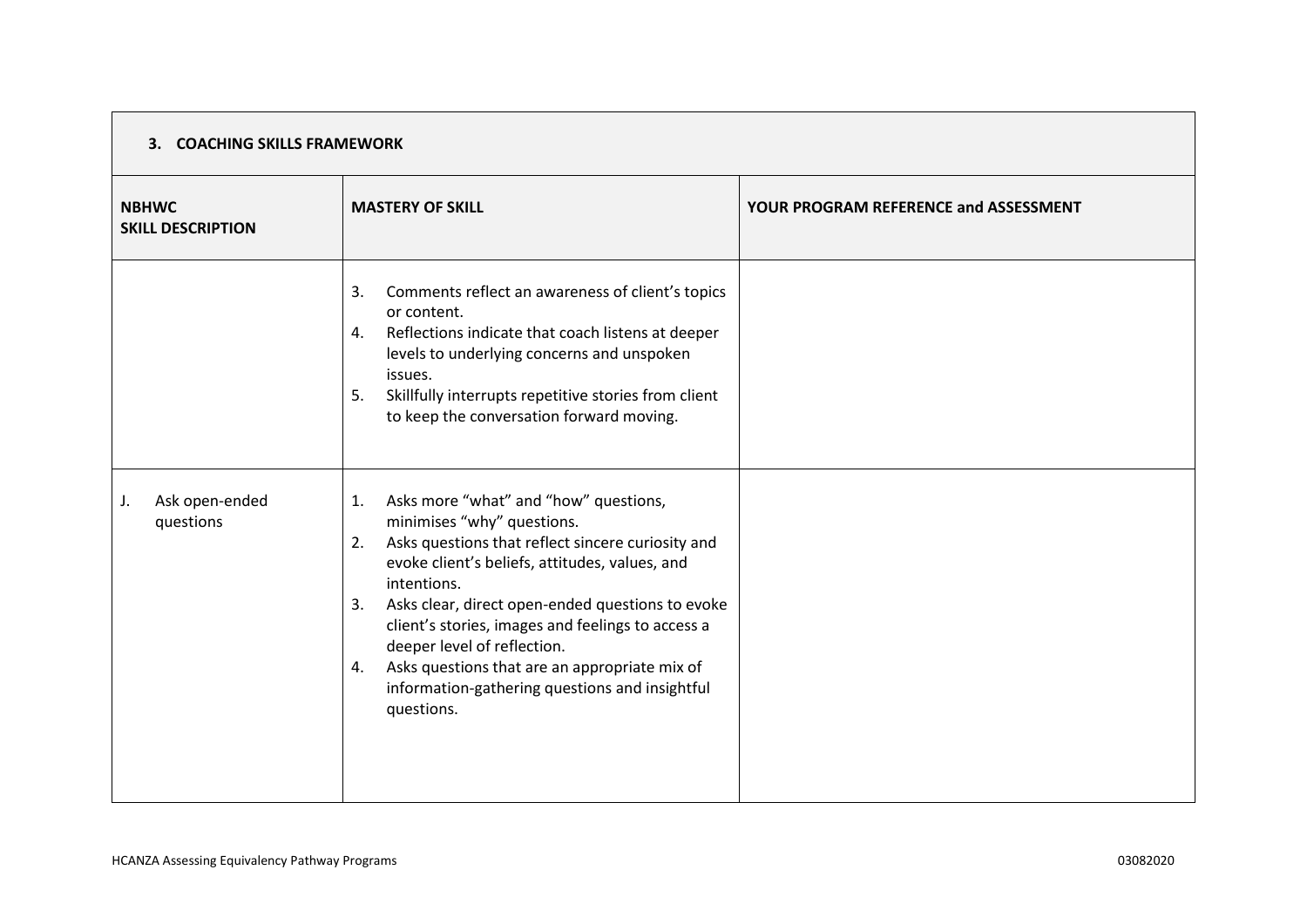| 3. COACHING SKILLS FRAMEWORK | | |
|---|---|---|
| **NBHWC SKILL DESCRIPTION** | **MASTERY OF SKILL** | **YOUR PROGRAM REFERENCE and ASSESSMENT** |
| | 3. Comments reflect an awareness of client's topics or content.<br>4. Reflections indicate that coach listens at deeper levels to underlying concerns and unspoken issues.<br>5. Skillfully interrupts repetitive stories from client to keep the conversation forward moving. | |
| J. Ask open-ended questions | 1. Asks more "what" and "how" questions, minimises "why" questions.<br>2. Asks questions that reflect sincere curiosity and evoke client's beliefs, attitudes, values, and intentions.<br>3. Asks clear, direct open-ended questions to evoke client's stories, images and feelings to access a deeper level of reflection.<br>4. Asks questions that are an appropriate mix of information-gathering questions and insightful questions. | |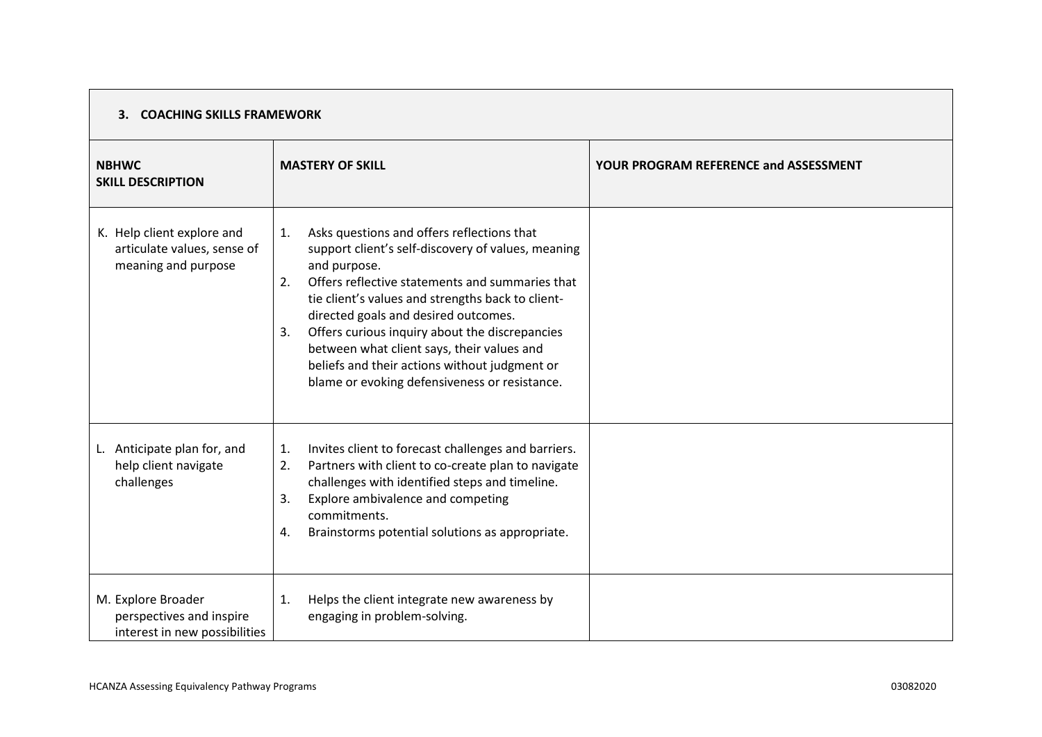| 3. COACHING SKILLS FRAMEWORK | | |
|---|---|---|
| **NBHWC SKILL DESCRIPTION** | **MASTERY OF SKILL** | **YOUR PROGRAM REFERENCE and ASSESSMENT** |
| K. Help client explore and articulate values, sense of meaning and purpose | 1. Asks questions and offers reflections that support client's self-discovery of values, meaning and purpose.<br>2. Offers reflective statements and summaries that tie client's values and strengths back to client-directed goals and desired outcomes.<br>3. Offers curious inquiry about the discrepancies between what client says, their values and beliefs and their actions without judgment or blame or evoking defensiveness or resistance. | |
| L. Anticipate plan for, and help client navigate challenges | 1. Invites client to forecast challenges and barriers.<br>2. Partners with client to co-create plan to navigate challenges with identified steps and timeline.<br>3. Explore ambivalence and competing commitments.<br>4. Brainstorms potential solutions as appropriate. | |
| M. Explore Broader perspectives and inspire interest in new possibilities | 1. Helps the client integrate new awareness by engaging in problem-solving. | |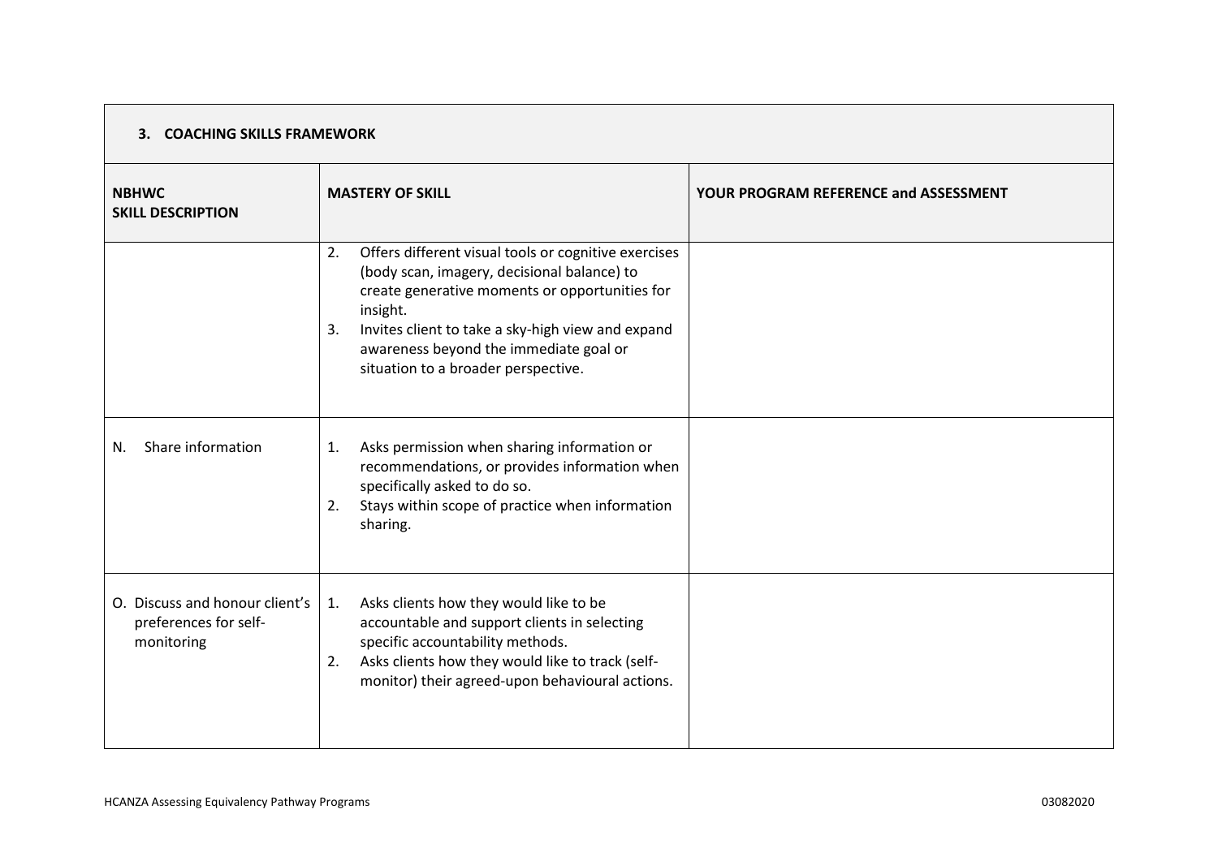| **3. COACHING SKILLS FRAMEWORK** | | |
|---|---|---|
| **NBHWC SKILL DESCRIPTION** | **MASTERY OF SKILL** | **YOUR PROGRAM REFERENCE and ASSESSMENT** |
| | 2. Offers different visual tools or cognitive exercises (body scan, imagery, decisional balance) to create generative moments or opportunities for insight.<br>3. Invites client to take a sky-high view and expand awareness beyond the immediate goal or situation to a broader perspective. | |
| N. Share information | 1. Asks permission when sharing information or recommendations, or provides information when specifically asked to do so.<br>2. Stays within scope of practice when information sharing. | |
| O. Discuss and honour client's preferences for self-monitoring | 1. Asks clients how they would like to be accountable and support clients in selecting specific accountability methods.<br>2. Asks clients how they would like to track (self-monitor) their agreed-upon behavioural actions. | |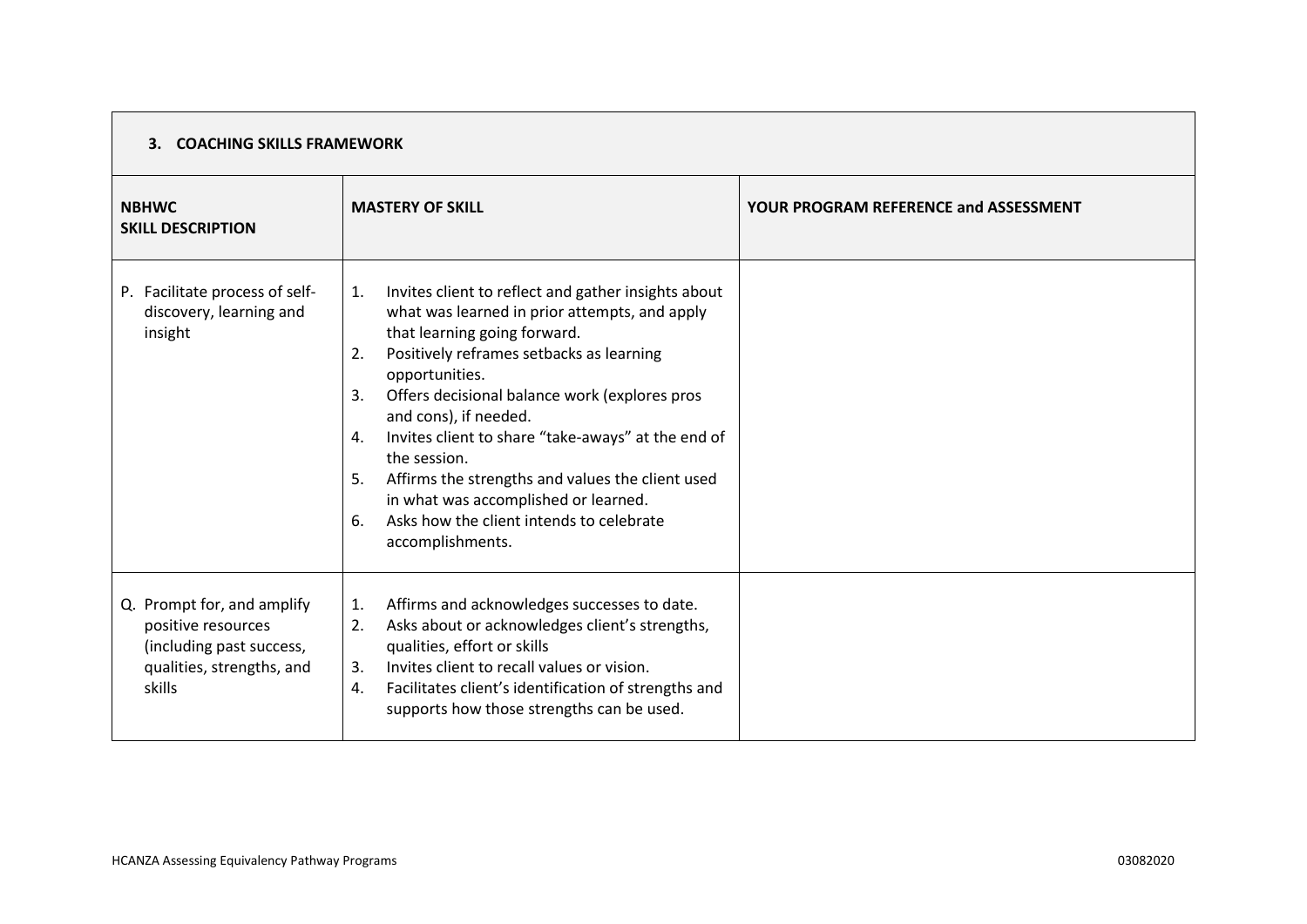### 3. COACHING SKILLS FRAMEWORK

| NBHWC SKILL DESCRIPTION | MASTERY OF SKILL | YOUR PROGRAM REFERENCE and ASSESSMENT |
|---|---|---|
| P. Facilitate process of self-discovery, learning and insight | 1. Invites client to reflect and gather insights about what was learned in prior attempts, and apply that learning going forward.<br>2. Positively reframes setbacks as learning opportunities.<br>3. Offers decisional balance work (explores pros and cons), if needed.<br>4. Invites client to share "take-aways" at the end of the session.<br>5. Affirms the strengths and values the client used in what was accomplished or learned.<br>6. Asks how the client intends to celebrate accomplishments. | |
| Q. Prompt for, and amplify positive resources (including past success, qualities, strengths, and skills | 1. Affirms and acknowledges successes to date.<br>2. Asks about or acknowledges client's strengths, qualities, effort or skills<br>3. Invites client to recall values or vision.<br>4. Facilitates client's identification of strengths and supports how those strengths can be used. | |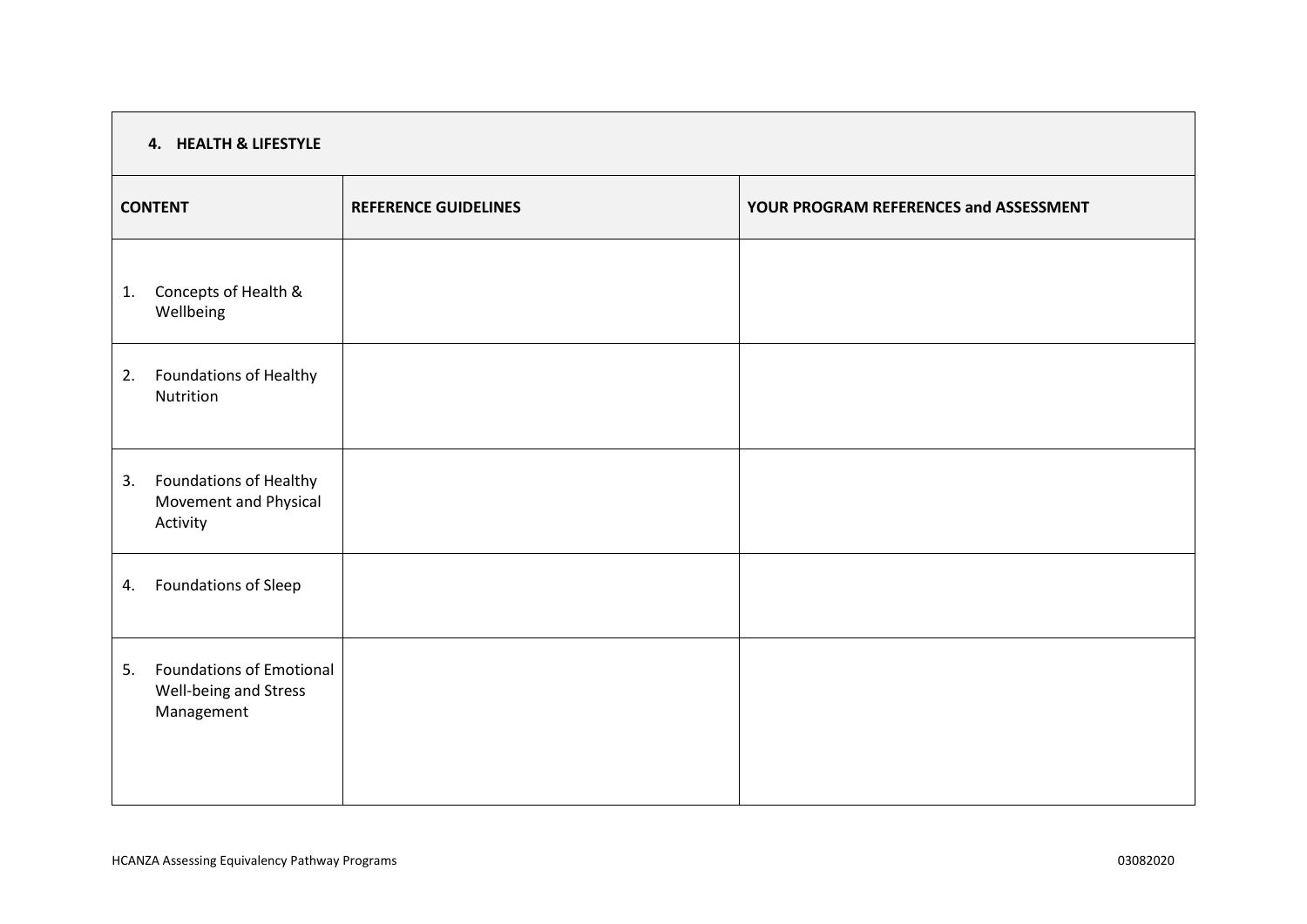| **4. HEALTH & LIFESTYLE** | | |
|---|---|---|
| **CONTENT** | **REFERENCE GUIDELINES** | **YOUR PROGRAM REFERENCES and ASSESSMENT** |
| 1. Concepts of Health & Wellbeing | | |
| 2. Foundations of Healthy Nutrition | | |
| 3. Foundations of Healthy Movement and Physical Activity | | |
| 4. Foundations of Sleep | | |
| 5. Foundations of Emotional Well-being and Stress Management | | |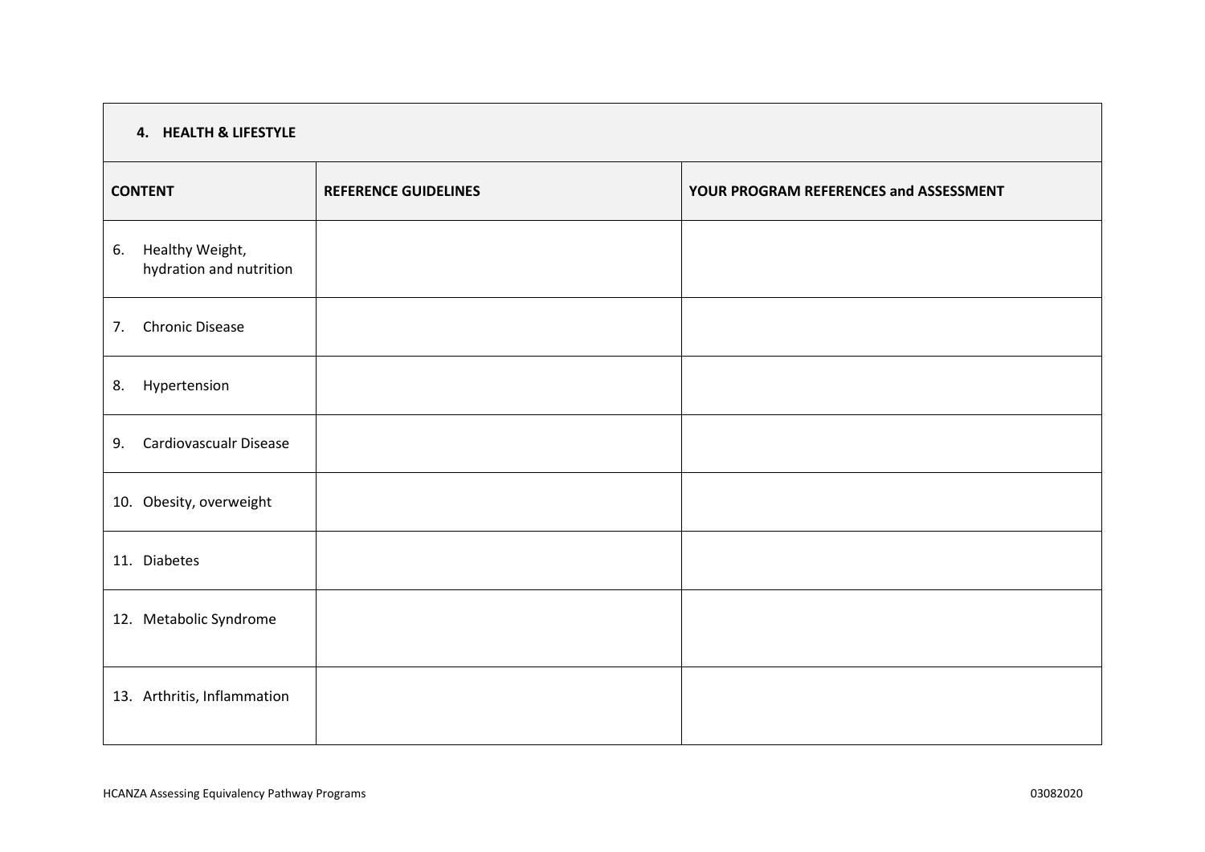| **4. HEALTH & LIFESTYLE** | | |
|---|---|---|
| **CONTENT** | **REFERENCE GUIDELINES** | **YOUR PROGRAM REFERENCES and ASSESSMENT** |
| 6. Healthy Weight, hydration and nutrition | | |
| 7. Chronic Disease | | |
| 8. Hypertension | | |
| 9. Cardiovascualr Disease | | |
| 10. Obesity, overweight | | |
| 11. Diabetes | | |
| 12. Metabolic Syndrome | | |
| 13. Arthritis, Inflammation | | |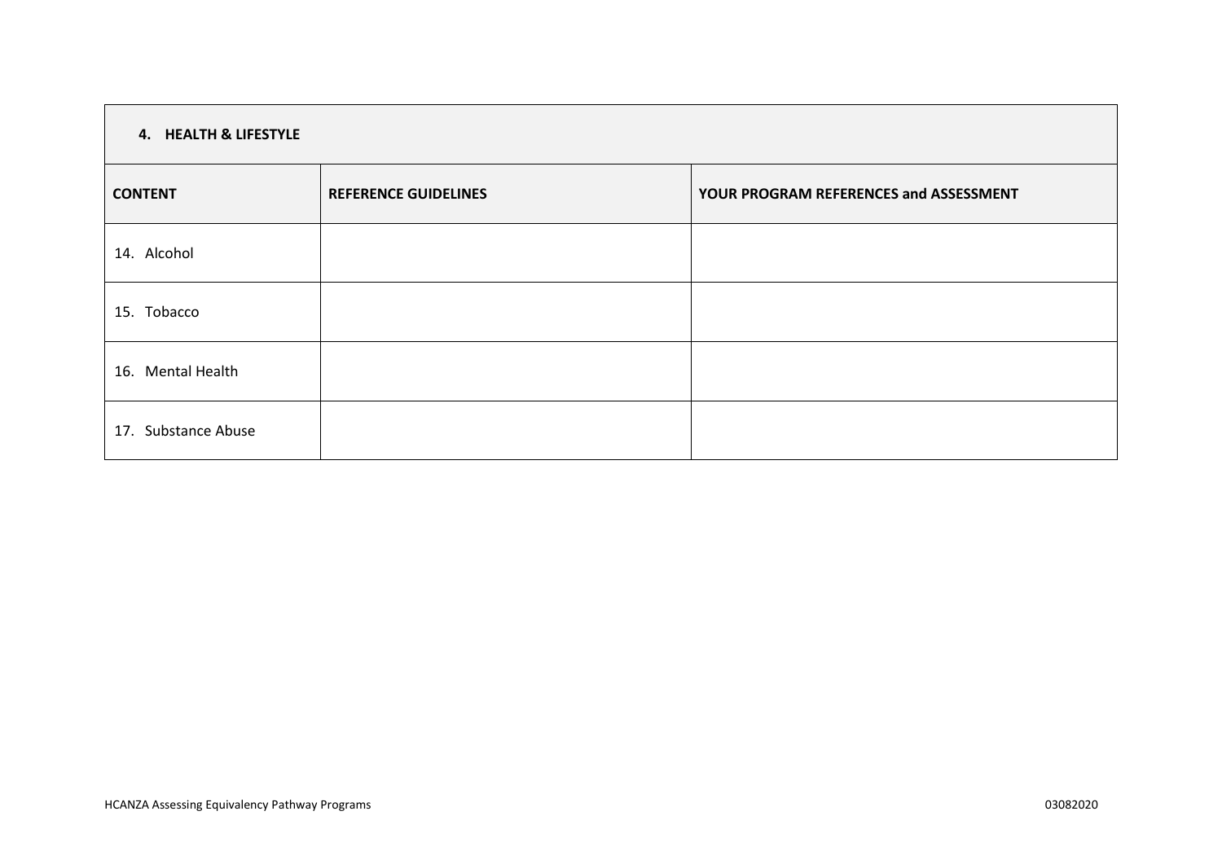| 4. HEALTH & LIFESTYLE | | |
|---|---|---|
| **CONTENT** | **REFERENCE GUIDELINES** | **YOUR PROGRAM REFERENCES and ASSESSMENT** |
| 14. Alcohol | | |
| 15. Tobacco | | |
| 16. Mental Health | | |
| 17. Substance Abuse | | |